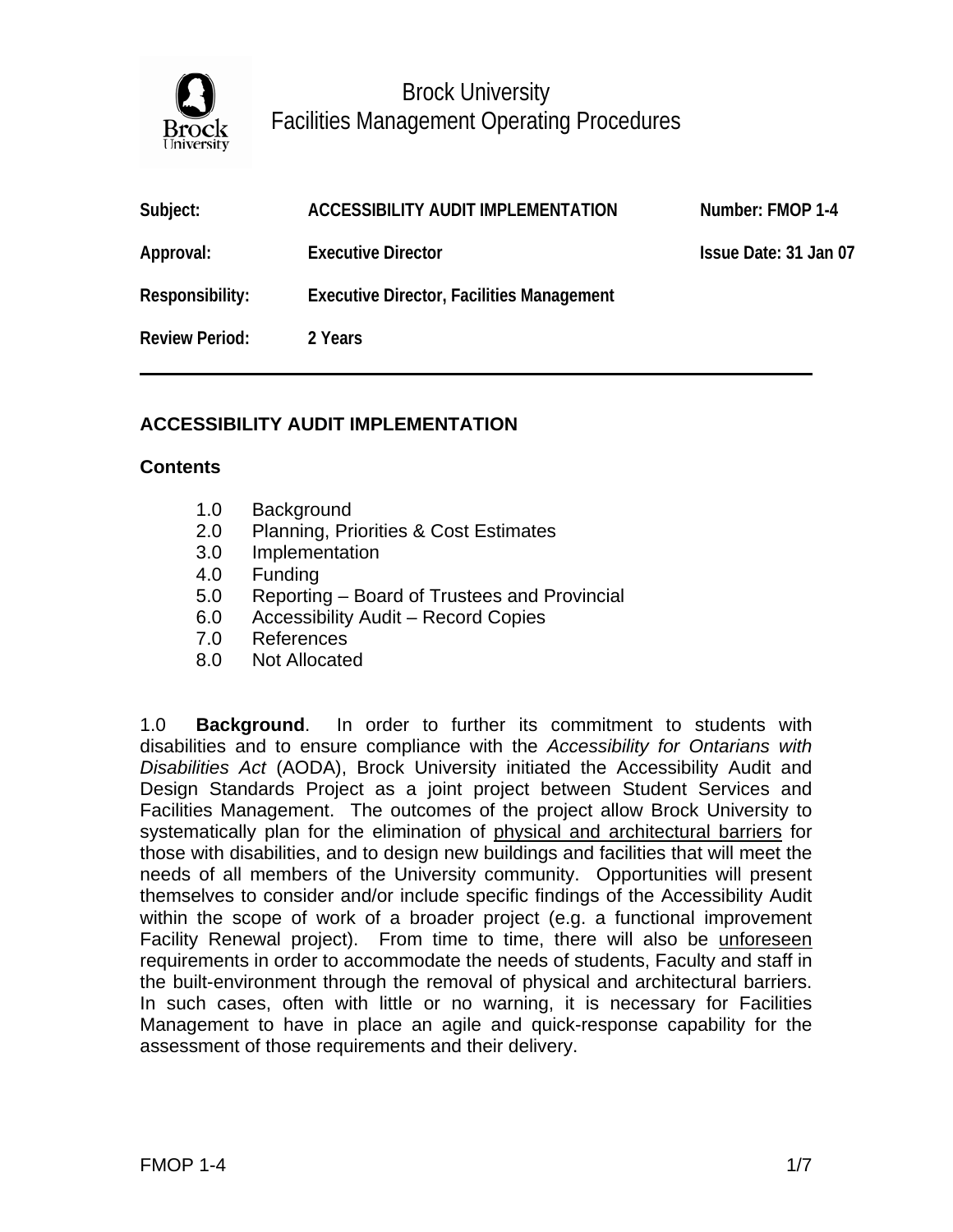# Brock University
## Facilities Management Operating Procedures

| Subject: | ACCESSIBILITY AUDIT IMPLEMENTATION | Number: FMOP 1-4 |
|---|---|---|
| Approval: | Executive Director | Issue Date: 31 Jan 07 |
| Responsibility: | Executive Director, Facilities Management | |
| Review Period: | 2 Years | |

---

## ACCESSIBILITY AUDIT IMPLEMENTATION

### Contents

1.0 Background
2.0 Planning, Priorities & Cost Estimates
3.0 Implementation
4.0 Funding
5.0 Reporting – Board of Trustees and Provincial
6.0 Accessibility Audit – Record Copies
7.0 References
8.0 Not Allocated

1.0 **Background**. In order to further its commitment to students with disabilities and to ensure compliance with the *Accessibility for Ontarians with Disabilities Act* (AODA), Brock University initiated the Accessibility Audit and Design Standards Project as a joint project between Student Services and Facilities Management. The outcomes of the project allow Brock University to systematically plan for the elimination of physical and architectural barriers for those with disabilities, and to design new buildings and facilities that will meet the needs of all members of the University community. Opportunities will present themselves to consider and/or include specific findings of the Accessibility Audit within the scope of work of a broader project (e.g. a functional improvement Facility Renewal project). From time to time, there will also be unforeseen requirements in order to accommodate the needs of students, Faculty and staff in the built-environment through the removal of physical and architectural barriers. In such cases, often with little or no warning, it is necessary for Facilities Management to have in place an agile and quick-response capability for the assessment of those requirements and their delivery.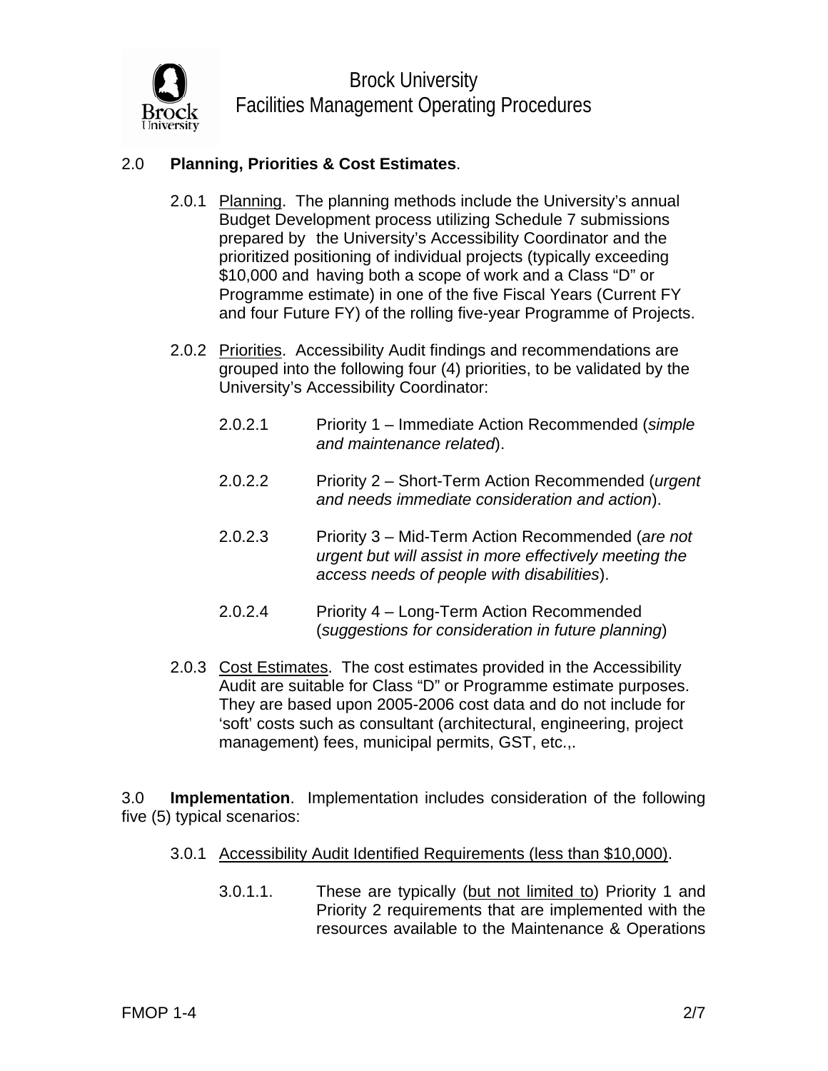## 2.0 **Planning, Priorities & Cost Estimates**.

2.0.1 Planning. The planning methods include the University's annual Budget Development process utilizing Schedule 7 submissions prepared by the University's Accessibility Coordinator and the prioritized positioning of individual projects (typically exceeding $10,000 and having both a scope of work and a Class "D" or Programme estimate) in one of the five Fiscal Years (Current FY and four Future FY) of the rolling five-year Programme of Projects.

2.0.2 Priorities. Accessibility Audit findings and recommendations are grouped into the following four (4) priorities, to be validated by the University's Accessibility Coordinator:

2.0.2.1 Priority 1 – Immediate Action Recommended (*simple and maintenance related*).

2.0.2.2 Priority 2 – Short-Term Action Recommended (*urgent and needs immediate consideration and action*).

2.0.2.3 Priority 3 – Mid-Term Action Recommended (*are not urgent but will assist in more effectively meeting the access needs of people with disabilities*).

2.0.2.4 Priority 4 – Long-Term Action Recommended (*suggestions for consideration in future planning*)

2.0.3 Cost Estimates. The cost estimates provided in the Accessibility Audit are suitable for Class "D" or Programme estimate purposes. They are based upon 2005-2006 cost data and do not include for 'soft' costs such as consultant (architectural, engineering, project management) fees, municipal permits, GST, etc.,.

## 3.0 **Implementation**.

Implementation includes consideration of the following five (5) typical scenarios:

3.0.1 Accessibility Audit Identified Requirements (less than $10,000).

3.0.1.1. These are typically (but not limited to) Priority 1 and Priority 2 requirements that are implemented with the resources available to the Maintenance & Operations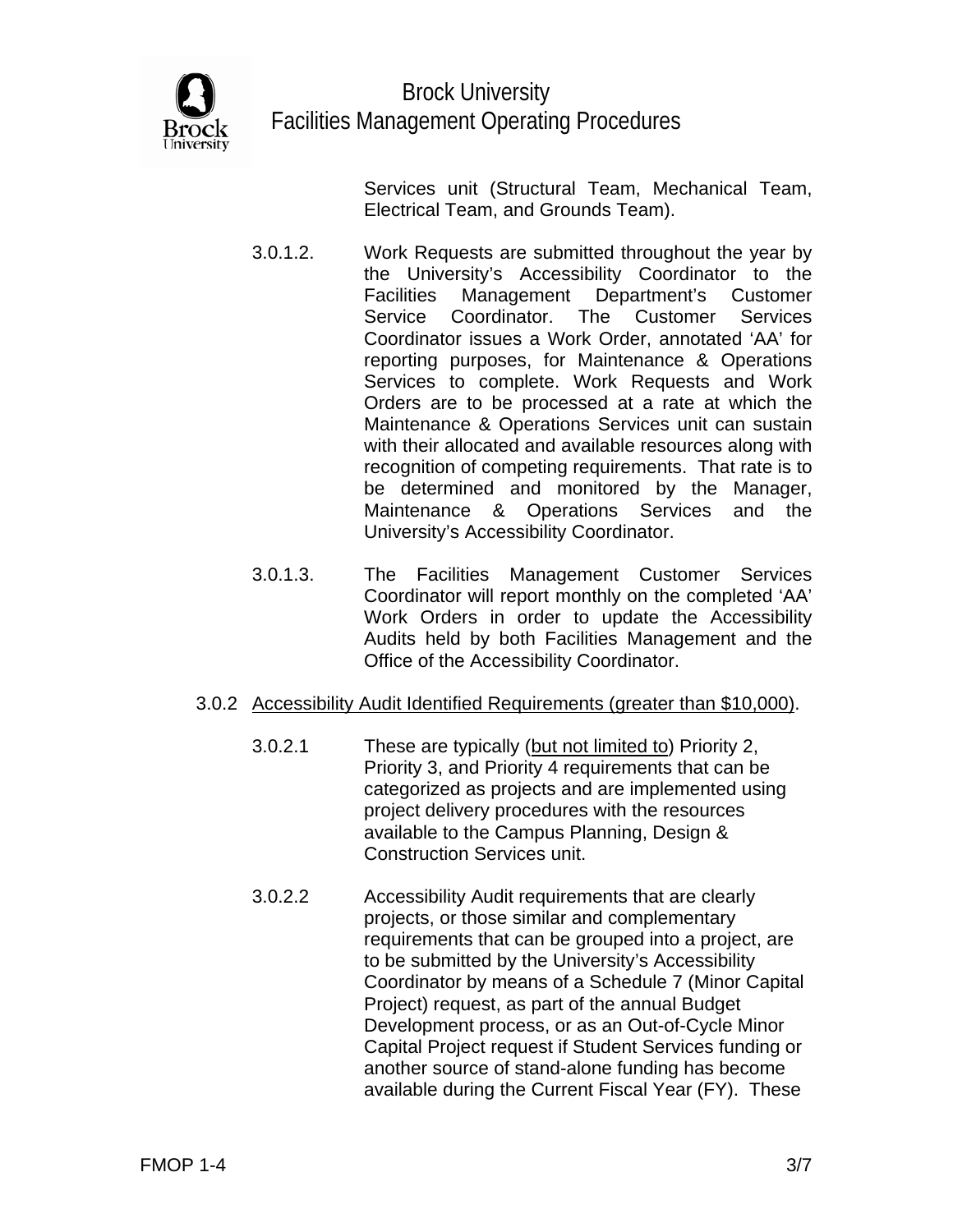Services unit (Structural Team, Mechanical Team, Electrical Team, and Grounds Team).

3.0.1.2. Work Requests are submitted throughout the year by the University's Accessibility Coordinator to the Facilities Management Department's Customer Service Coordinator. The Customer Services Coordinator issues a Work Order, annotated 'AA' for reporting purposes, for Maintenance & Operations Services to complete. Work Requests and Work Orders are to be processed at a rate at which the Maintenance & Operations Services unit can sustain with their allocated and available resources along with recognition of competing requirements. That rate is to be determined and monitored by the Manager, Maintenance & Operations Services and the University's Accessibility Coordinator.

3.0.1.3. The Facilities Management Customer Services Coordinator will report monthly on the completed 'AA' Work Orders in order to update the Accessibility Audits held by both Facilities Management and the Office of the Accessibility Coordinator.

3.0.2 <u>Accessibility Audit Identified Requirements (greater than $10,000)</u>.

3.0.2.1 These are typically (<u>but not limited to</u>) Priority 2, Priority 3, and Priority 4 requirements that can be categorized as projects and are implemented using project delivery procedures with the resources available to the Campus Planning, Design & Construction Services unit.

3.0.2.2 Accessibility Audit requirements that are clearly projects, or those similar and complementary requirements that can be grouped into a project, are to be submitted by the University's Accessibility Coordinator by means of a Schedule 7 (Minor Capital Project) request, as part of the annual Budget Development process, or as an Out-of-Cycle Minor Capital Project request if Student Services funding or another source of stand-alone funding has become available during the Current Fiscal Year (FY). These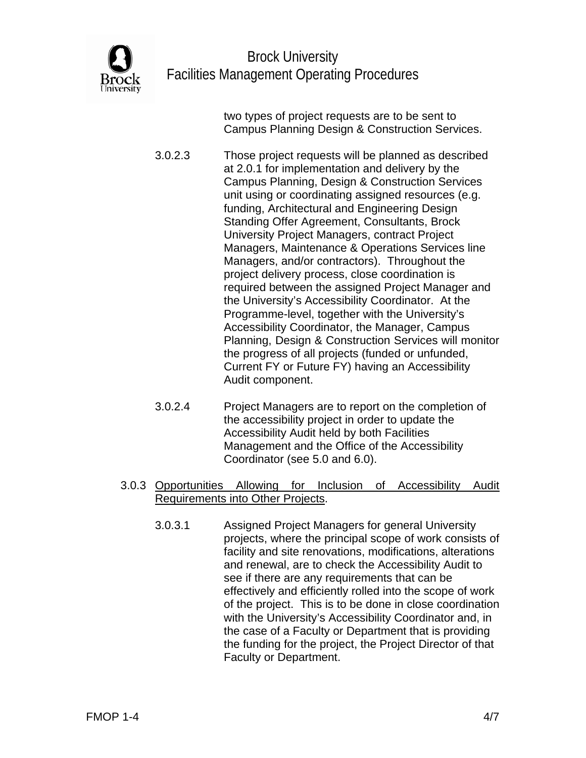two types of project requests are to be sent to Campus Planning Design & Construction Services.

3.0.2.3 Those project requests will be planned as described at 2.0.1 for implementation and delivery by the Campus Planning, Design & Construction Services unit using or coordinating assigned resources (e.g. funding, Architectural and Engineering Design Standing Offer Agreement, Consultants, Brock University Project Managers, contract Project Managers, Maintenance & Operations Services line Managers, and/or contractors). Throughout the project delivery process, close coordination is required between the assigned Project Manager and the University's Accessibility Coordinator. At the Programme-level, together with the University's Accessibility Coordinator, the Manager, Campus Planning, Design & Construction Services will monitor the progress of all projects (funded or unfunded, Current FY or Future FY) having an Accessibility Audit component.

3.0.2.4 Project Managers are to report on the completion of the accessibility project in order to update the Accessibility Audit held by both Facilities Management and the Office of the Accessibility Coordinator (see 5.0 and 6.0).

3.0.3 <u>Opportunities Allowing for Inclusion of Accessibility Audit Requirements into Other Projects</u>.

3.0.3.1 Assigned Project Managers for general University projects, where the principal scope of work consists of facility and site renovations, modifications, alterations and renewal, are to check the Accessibility Audit to see if there are any requirements that can be effectively and efficiently rolled into the scope of work of the project. This is to be done in close coordination with the University's Accessibility Coordinator and, in the case of a Faculty or Department that is providing the funding for the project, the Project Director of that Faculty or Department.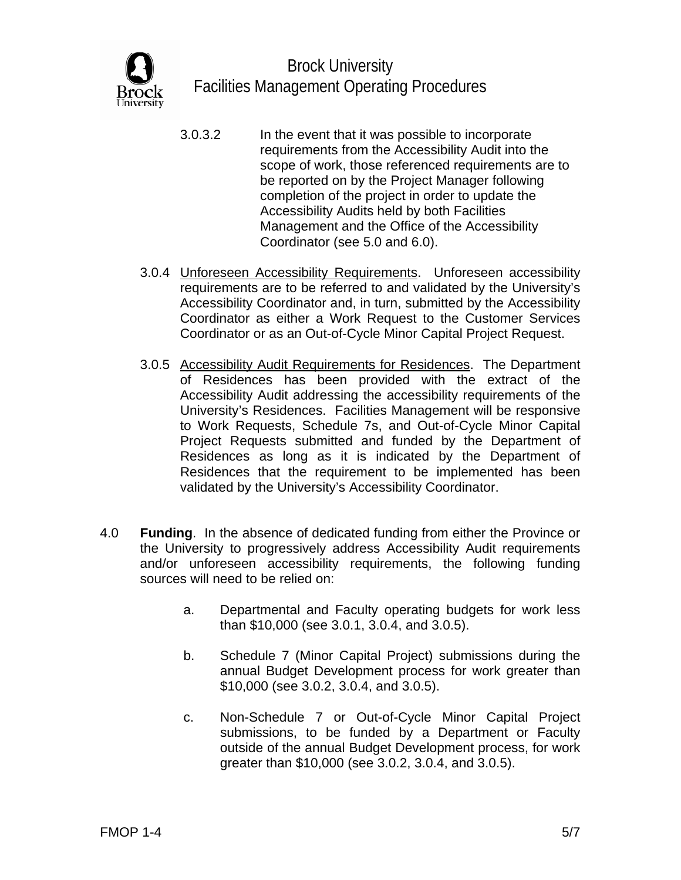3.0.3.2 In the event that it was possible to incorporate requirements from the Accessibility Audit into the scope of work, those referenced requirements are to be reported on by the Project Manager following completion of the project in order to update the Accessibility Audits held by both Facilities Management and the Office of the Accessibility Coordinator (see 5.0 and 6.0).

3.0.4 Unforeseen Accessibility Requirements. Unforeseen accessibility requirements are to be referred to and validated by the University's Accessibility Coordinator and, in turn, submitted by the Accessibility Coordinator as either a Work Request to the Customer Services Coordinator or as an Out-of-Cycle Minor Capital Project Request.

3.0.5 Accessibility Audit Requirements for Residences. The Department of Residences has been provided with the extract of the Accessibility Audit addressing the accessibility requirements of the University's Residences. Facilities Management will be responsive to Work Requests, Schedule 7s, and Out-of-Cycle Minor Capital Project Requests submitted and funded by the Department of Residences as long as it is indicated by the Department of Residences that the requirement to be implemented has been validated by the University's Accessibility Coordinator.

4.0 **Funding**. In the absence of dedicated funding from either the Province or the University to progressively address Accessibility Audit requirements and/or unforeseen accessibility requirements, the following funding sources will need to be relied on:

a. Departmental and Faculty operating budgets for work less than $10,000 (see 3.0.1, 3.0.4, and 3.0.5).

b. Schedule 7 (Minor Capital Project) submissions during the annual Budget Development process for work greater than $10,000 (see 3.0.2, 3.0.4, and 3.0.5).

c. Non-Schedule 7 or Out-of-Cycle Minor Capital Project submissions, to be funded by a Department or Faculty outside of the annual Budget Development process, for work greater than $10,000 (see 3.0.2, 3.0.4, and 3.0.5).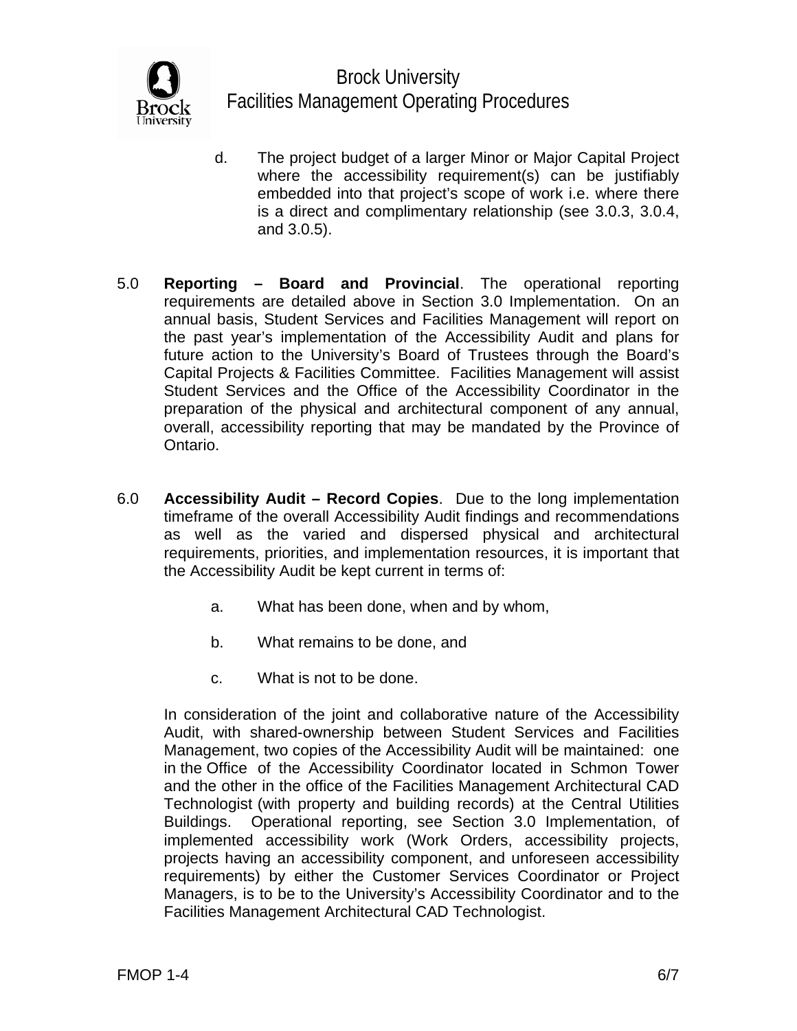d. The project budget of a larger Minor or Major Capital Project where the accessibility requirement(s) can be justifiably embedded into that project's scope of work i.e. where there is a direct and complimentary relationship (see 3.0.3, 3.0.4, and 3.0.5).

5.0 **Reporting – Board and Provincial**. The operational reporting requirements are detailed above in Section 3.0 Implementation. On an annual basis, Student Services and Facilities Management will report on the past year's implementation of the Accessibility Audit and plans for future action to the University's Board of Trustees through the Board's Capital Projects & Facilities Committee. Facilities Management will assist Student Services and the Office of the Accessibility Coordinator in the preparation of the physical and architectural component of any annual, overall, accessibility reporting that may be mandated by the Province of Ontario.

6.0 **Accessibility Audit – Record Copies**. Due to the long implementation timeframe of the overall Accessibility Audit findings and recommendations as well as the varied and dispersed physical and architectural requirements, priorities, and implementation resources, it is important that the Accessibility Audit be kept current in terms of:

a. What has been done, when and by whom,

b. What remains to be done, and

c. What is not to be done.

In consideration of the joint and collaborative nature of the Accessibility Audit, with shared-ownership between Student Services and Facilities Management, two copies of the Accessibility Audit will be maintained: one in the Office of the Accessibility Coordinator located in Schmon Tower and the other in the office of the Facilities Management Architectural CAD Technologist (with property and building records) at the Central Utilities Buildings. Operational reporting, see Section 3.0 Implementation, of implemented accessibility work (Work Orders, accessibility projects, projects having an accessibility component, and unforeseen accessibility requirements) by either the Customer Services Coordinator or Project Managers, is to be to the University's Accessibility Coordinator and to the Facilities Management Architectural CAD Technologist.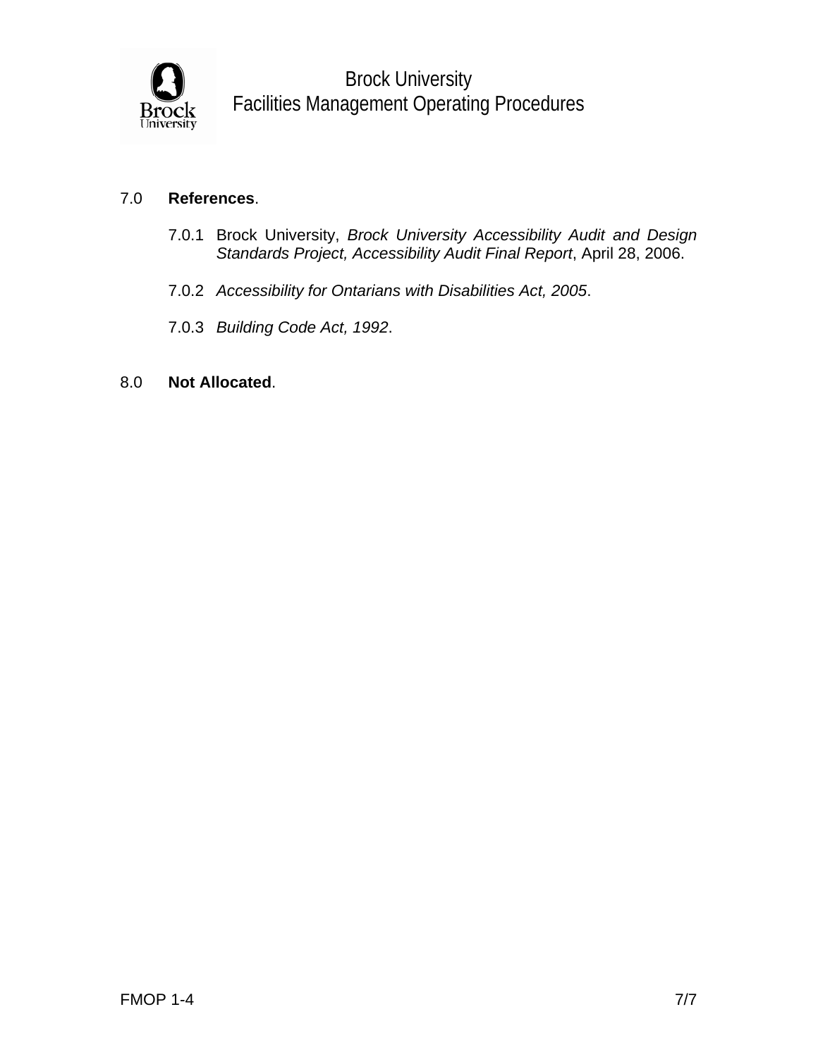7.0 **References**.

7.0.1 Brock University, *Brock University Accessibility Audit and Design Standards Project, Accessibility Audit Final Report*, April 28, 2006.

7.0.2 *Accessibility for Ontarians with Disabilities Act, 2005*.

7.0.3 *Building Code Act, 1992*.

8.0 **Not Allocated**.